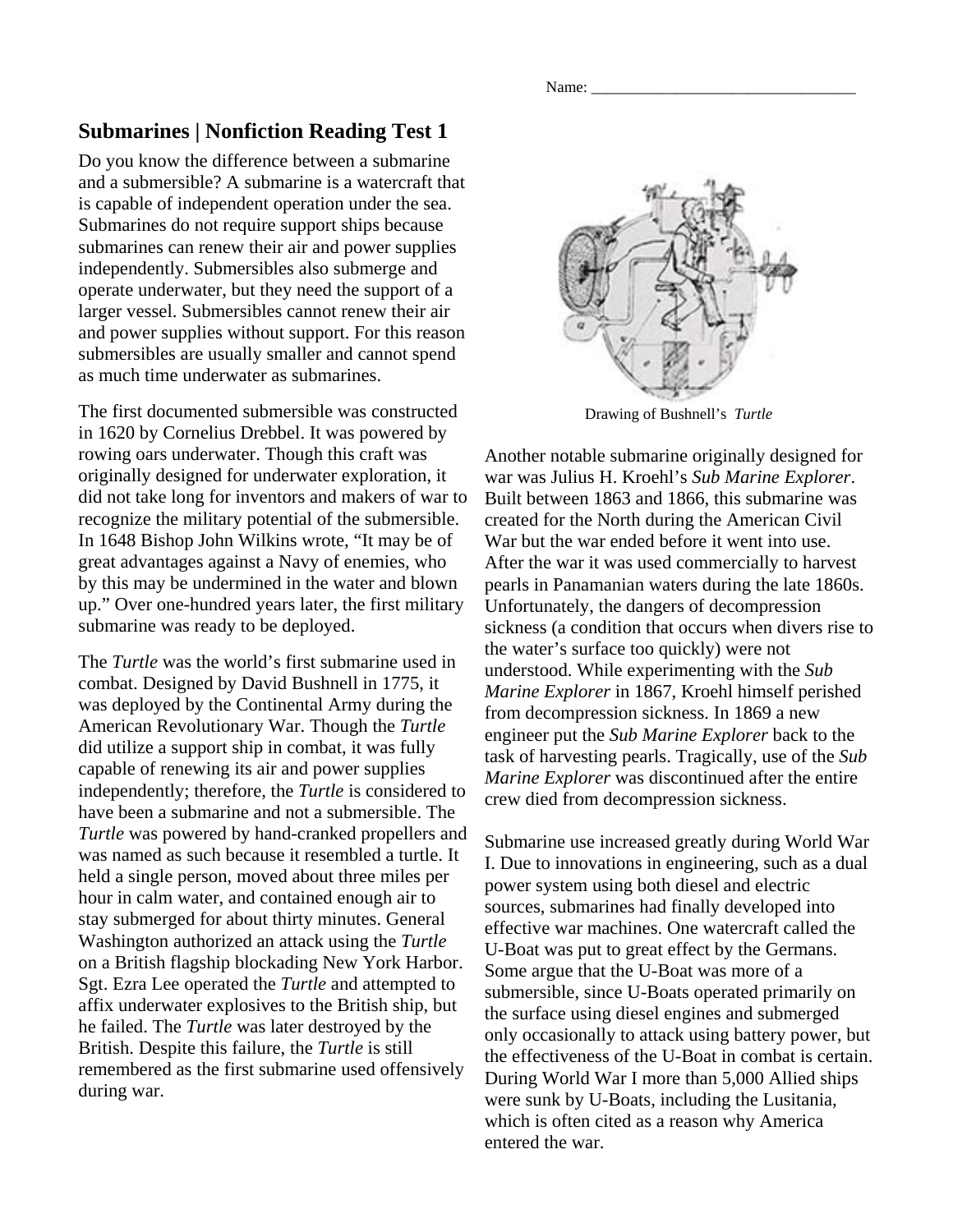Name: ___________________________________

# Submarines | Nonfiction Reading Test 1

Do you know the difference between a submarine and a submersible? A submarine is a watercraft that is capable of independent operation under the sea. Submarines do not require support ships because submarines can renew their air and power supplies independently. Submersibles also submerge and operate underwater, but they need the support of a larger vessel. Submersibles cannot renew their air and power supplies without support. For this reason submersibles are usually smaller and cannot spend as much time underwater as submarines.

The first documented submersible was constructed in 1620 by Cornelius Drebbel. It was powered by rowing oars underwater. Though this craft was originally designed for underwater exploration, it did not take long for inventors and makers of war to recognize the military potential of the submersible. In 1648 Bishop John Wilkins wrote, "It may be of great advantages against a Navy of enemies, who by this may be undermined in the water and blown up." Over one-hundred years later, the first military submarine was ready to be deployed.

The *Turtle* was the world's first submarine used in combat. Designed by David Bushnell in 1775, it was deployed by the Continental Army during the American Revolutionary War. Though the *Turtle* did utilize a support ship in combat, it was fully capable of renewing its air and power supplies independently; therefore, the *Turtle* is considered to have been a submarine and not a submersible. The *Turtle* was powered by hand-cranked propellers and was named as such because it resembled a turtle. It held a single person, moved about three miles per hour in calm water, and contained enough air to stay submerged for about thirty minutes. General Washington authorized an attack using the *Turtle* on a British flagship blockading New York Harbor. Sgt. Ezra Lee operated the *Turtle* and attempted to affix underwater explosives to the British ship, but he failed. The *Turtle* was later destroyed by the British. Despite this failure, the *Turtle* is still remembered as the first submarine used offensively during war.

Drawing of Bushnell's *Turtle*

Another notable submarine originally designed for war was Julius H. Kroehl's *Sub Marine Explorer*. Built between 1863 and 1866, this submarine was created for the North during the American Civil War but the war ended before it went into use. After the war it was used commercially to harvest pearls in Panamanian waters during the late 1860s. Unfortunately, the dangers of decompression sickness (a condition that occurs when divers rise to the water's surface too quickly) were not understood. While experimenting with the *Sub Marine Explorer* in 1867, Kroehl himself perished from decompression sickness. In 1869 a new engineer put the *Sub Marine Explorer* back to the task of harvesting pearls. Tragically, use of the *Sub Marine Explorer* was discontinued after the entire crew died from decompression sickness.

Submarine use increased greatly during World War I. Due to innovations in engineering, such as a dual power system using both diesel and electric sources, submarines had finally developed into effective war machines. One watercraft called the U-Boat was put to great effect by the Germans. Some argue that the U-Boat was more of a submersible, since U-Boats operated primarily on the surface using diesel engines and submerged only occasionally to attack using battery power, but the effectiveness of the U-Boat in combat is certain. During World War I more than 5,000 Allied ships were sunk by U-Boats, including the Lusitania, which is often cited as a reason why America entered the war.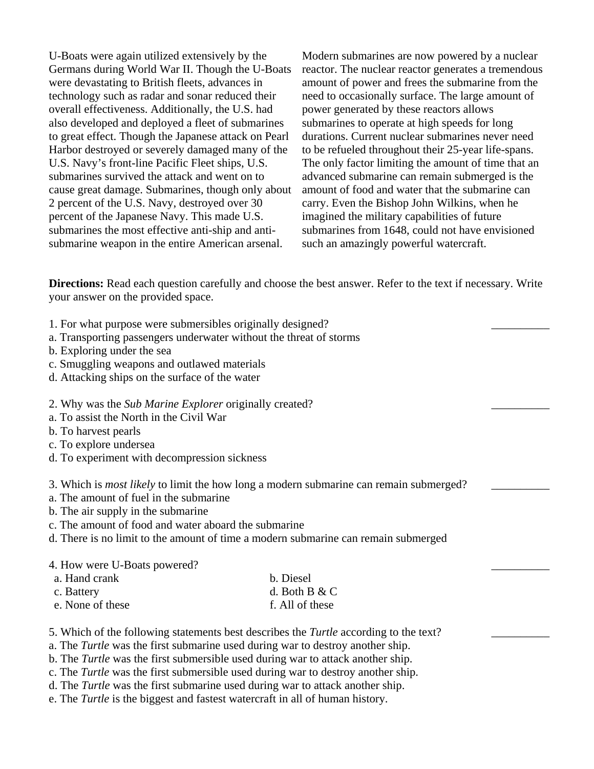U-Boats were again utilized extensively by the Germans during World War II. Though the U-Boats were devastating to British fleets, advances in technology such as radar and sonar reduced their overall effectiveness. Additionally, the U.S. had also developed and deployed a fleet of submarines to great effect. Though the Japanese attack on Pearl Harbor destroyed or severely damaged many of the U.S. Navy's front-line Pacific Fleet ships, U.S. submarines survived the attack and went on to cause great damage. Submarines, though only about 2 percent of the U.S. Navy, destroyed over 30 percent of the Japanese Navy. This made U.S. submarines the most effective anti-ship and anti-submarine weapon in the entire American arsenal.

Modern submarines are now powered by a nuclear reactor. The nuclear reactor generates a tremendous amount of power and frees the submarine from the need to occasionally surface. The large amount of power generated by these reactors allows submarines to operate at high speeds for long durations. Current nuclear submarines never need to be refueled throughout their 25-year life-spans. The only factor limiting the amount of time that an advanced submarine can remain submerged is the amount of food and water that the submarine can carry. Even the Bishop John Wilkins, when he imagined the military capabilities of future submarines from 1648, could not have envisioned such an amazingly powerful watercraft.

**Directions:** Read each question carefully and choose the best answer. Refer to the text if necessary. Write your answer on the provided space.

1. For what purpose were submersibles originally designed? __________
a. Transporting passengers underwater without the threat of storms
b. Exploring under the sea
c. Smuggling weapons and outlawed materials
d. Attacking ships on the surface of the water

2. Why was the *Sub Marine Explorer* originally created? __________
a. To assist the North in the Civil War
b. To harvest pearls
c. To explore undersea
d. To experiment with decompression sickness

3. Which is *most likely* to limit the how long a modern submarine can remain submerged? __________
a. The amount of fuel in the submarine
b. The air supply in the submarine
c. The amount of food and water aboard the submarine
d. There is no limit to the amount of time a modern submarine can remain submerged

4. How were U-Boats powered? __________
a. Hand crank
b. Diesel
c. Battery
d. Both B & C
e. None of these
f. All of these

5. Which of the following statements best describes the *Turtle* according to the text? __________
a. The *Turtle* was the first submarine used during war to destroy another ship.
b. The *Turtle* was the first submersible used during war to attack another ship.
c. The *Turtle* was the first submersible used during war to destroy another ship.
d. The *Turtle* was the first submarine used during war to attack another ship.
e. The *Turtle* is the biggest and fastest watercraft in all of human history.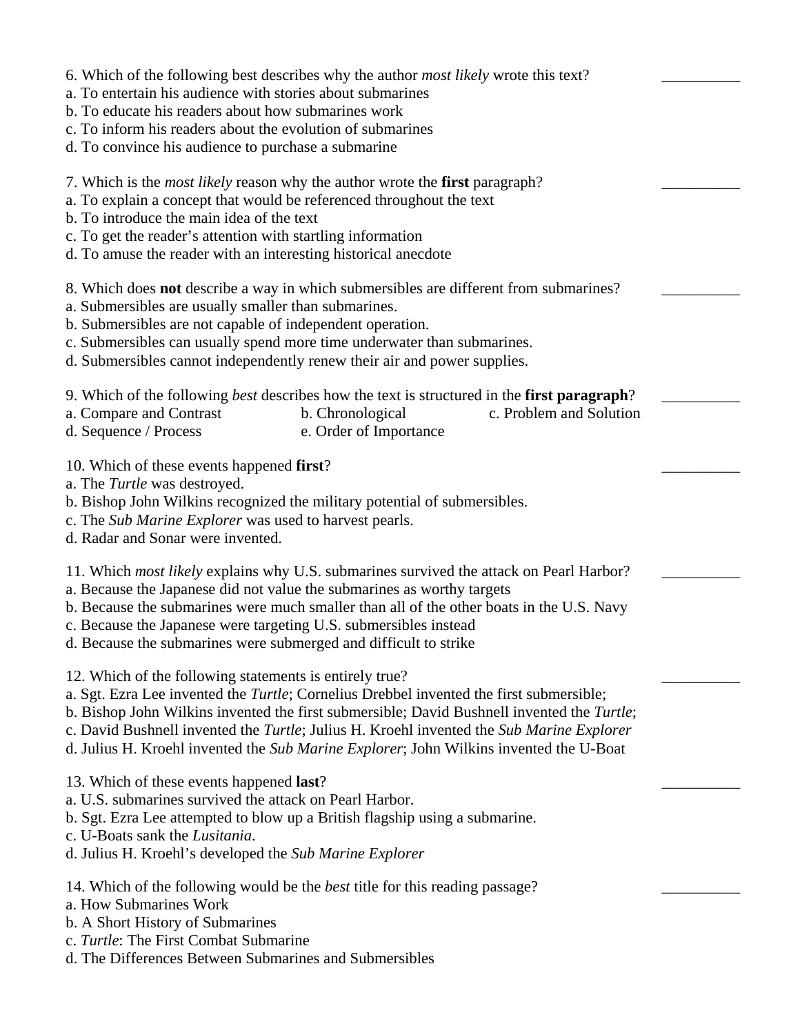6. Which of the following best describes why the author *most likely* wrote this text? __________
a. To entertain his audience with stories about submarines
b. To educate his readers about how submarines work
c. To inform his readers about the evolution of submarines
d. To convince his audience to purchase a submarine

7. Which is the *most likely* reason why the author wrote the **first** paragraph? __________
a. To explain a concept that would be referenced throughout the text
b. To introduce the main idea of the text
c. To get the reader's attention with startling information
d. To amuse the reader with an interesting historical anecdote

8. Which does **not** describe a way in which submersibles are different from submarines? __________
a. Submersibles are usually smaller than submarines.
b. Submersibles are not capable of independent operation.
c. Submersibles can usually spend more time underwater than submarines.
d. Submersibles cannot independently renew their air and power supplies.

9. Which of the following *best* describes how the text is structured in the **first paragraph**? __________
a. Compare and Contrast b. Chronological c. Problem and Solution
d. Sequence / Process e. Order of Importance

10. Which of these events happened **first**? __________
a. The *Turtle* was destroyed.
b. Bishop John Wilkins recognized the military potential of submersibles.
c. The *Sub Marine Explorer* was used to harvest pearls.
d. Radar and Sonar were invented.

11. Which *most likely* explains why U.S. submarines survived the attack on Pearl Harbor? __________
a. Because the Japanese did not value the submarines as worthy targets
b. Because the submarines were much smaller than all of the other boats in the U.S. Navy
c. Because the Japanese were targeting U.S. submersibles instead
d. Because the submarines were submerged and difficult to strike

12. Which of the following statements is entirely true? __________
a. Sgt. Ezra Lee invented the *Turtle*; Cornelius Drebbel invented the first submersible;
b. Bishop John Wilkins invented the first submersible; David Bushnell invented the *Turtle*;
c. David Bushnell invented the *Turtle*; Julius H. Kroehl invented the *Sub Marine Explorer*
d. Julius H. Kroehl invented the *Sub Marine Explorer*; John Wilkins invented the U-Boat

13. Which of these events happened **last**? __________
a. U.S. submarines survived the attack on Pearl Harbor.
b. Sgt. Ezra Lee attempted to blow up a British flagship using a submarine.
c. U-Boats sank the *Lusitania*.
d. Julius H. Kroehl's developed the *Sub Marine Explorer*

14. Which of the following would be the *best* title for this reading passage? __________
a. How Submarines Work
b. A Short History of Submarines
c. *Turtle*: The First Combat Submarine
d. The Differences Between Submarines and Submersibles